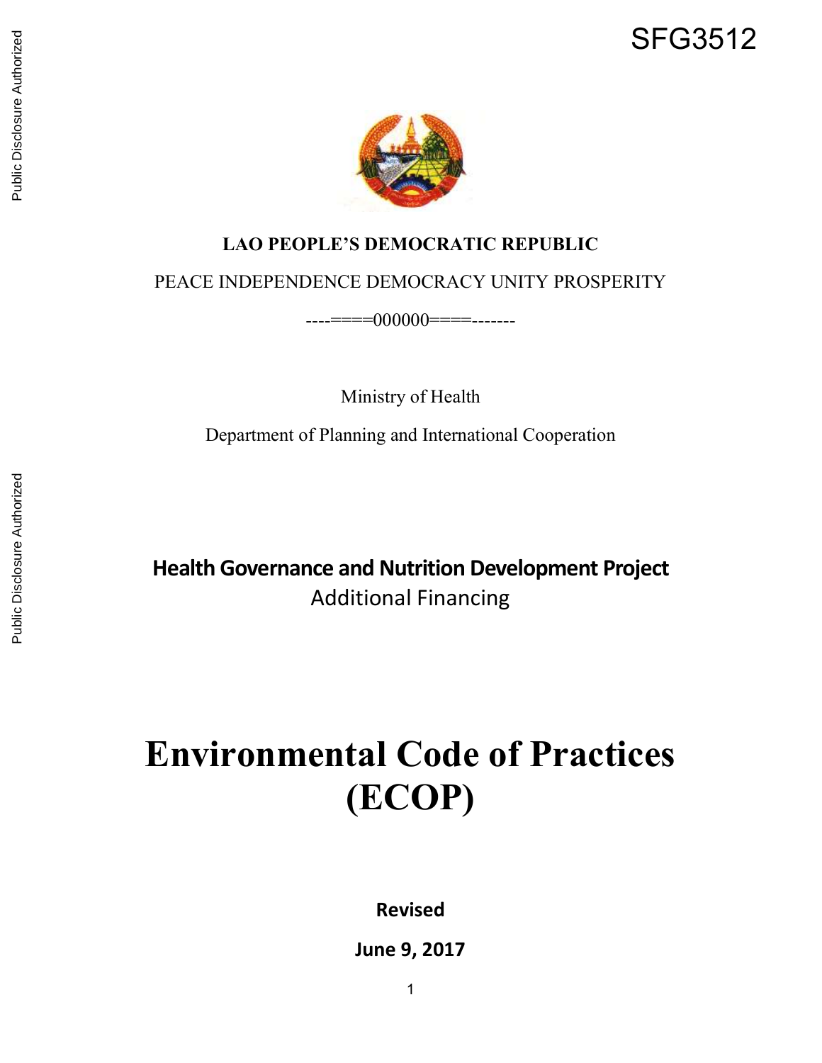SFG3512

**LAO PEOPLE'S DEMOCRATIC REPUBLIC**

PEACE INDEPENDENCE DEMOCRACY UNITY PROSPERITY

----====000000====-------

Ministry of Health

Department of Planning and International Cooperation

**Health Governance and Nutrition Development Project**

Additional Financing

# Environmental Code of Practices (ECOP)

**Revised**

**June 9, 2017**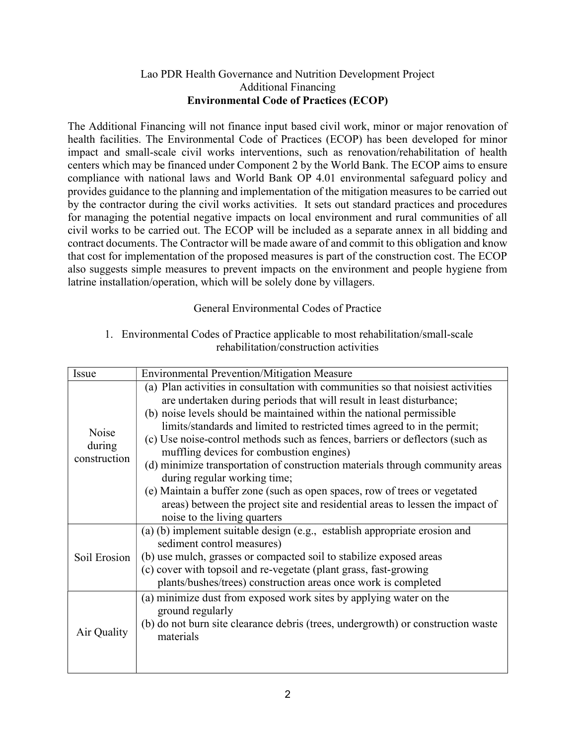Lao PDR Health Governance and Nutrition Development Project
Additional Financing
**Environmental Code of Practices (ECOP)**

The Additional Financing will not finance input based civil work, minor or major renovation of health facilities. The Environmental Code of Practices (ECOP) has been developed for minor impact and small-scale civil works interventions, such as renovation/rehabilitation of health centers which may be financed under Component 2 by the World Bank. The ECOP aims to ensure compliance with national laws and World Bank OP 4.01 environmental safeguard policy and provides guidance to the planning and implementation of the mitigation measures to be carried out by the contractor during the civil works activities. It sets out standard practices and procedures for managing the potential negative impacts on local environment and rural communities of all civil works to be carried out. The ECOP will be included as a separate annex in all bidding and contract documents. The Contractor will be made aware of and commit to this obligation and know that cost for implementation of the proposed measures is part of the construction cost. The ECOP also suggests simple measures to prevent impacts on the environment and people hygiene from latrine installation/operation, which will be solely done by villagers.

General Environmental Codes of Practice

1. Environmental Codes of Practice applicable to most rehabilitation/small-scale rehabilitation/construction activities

| Issue | Environmental Prevention/Mitigation Measure |
|---|---|
| Noise during construction | (a) Plan activities in consultation with communities so that noisiest activities are undertaken during periods that will result in least disturbance;<br>(b) noise levels should be maintained within the national permissible limits/standards and limited to restricted times agreed to in the permit;<br>(c) Use noise-control methods such as fences, barriers or deflectors (such as muffling devices for combustion engines)<br>(d) minimize transportation of construction materials through community areas during regular working time;<br>(e) Maintain a buffer zone (such as open spaces, row of trees or vegetated areas) between the project site and residential areas to lessen the impact of noise to the living quarters |
| Soil Erosion | (a) (b) implement suitable design (e.g., establish appropriate erosion and sediment control measures)<br>(b) use mulch, grasses or compacted soil to stabilize exposed areas<br>(c) cover with topsoil and re-vegetate (plant grass, fast-growing plants/bushes/trees) construction areas once work is completed |
| Air Quality | (a) minimize dust from exposed work sites by applying water on the ground regularly<br>(b) do not burn site clearance debris (trees, undergrowth) or construction waste materials |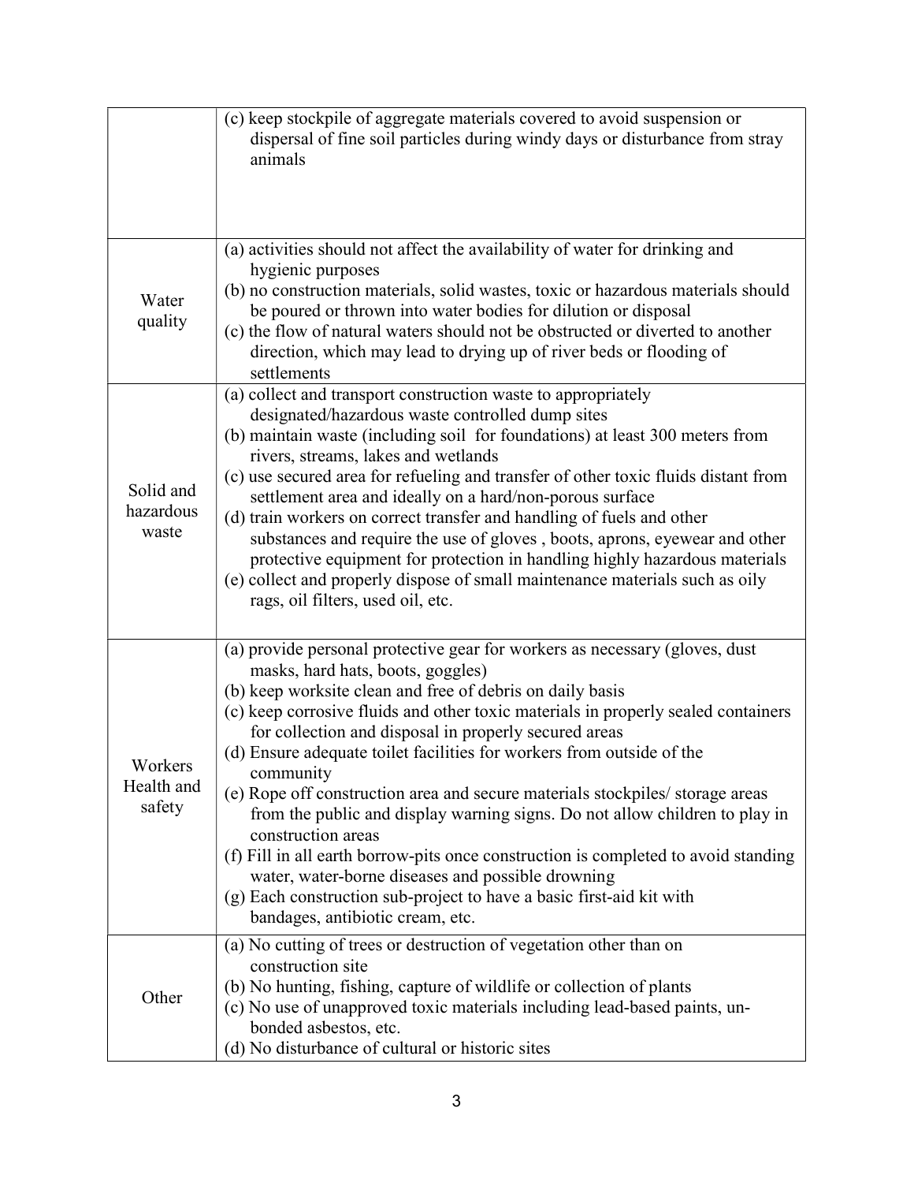| | |
|---|---|
| | (c) keep stockpile of aggregate materials covered to avoid suspension or dispersal of fine soil particles during windy days or disturbance from stray animals |
| Water quality | (a) activities should not affect the availability of water for drinking and hygienic purposes<br>(b) no construction materials, solid wastes, toxic or hazardous materials should be poured or thrown into water bodies for dilution or disposal<br>(c) the flow of natural waters should not be obstructed or diverted to another direction, which may lead to drying up of river beds or flooding of settlements |
| Solid and hazardous waste | (a) collect and transport construction waste to appropriately designated/hazardous waste controlled dump sites<br>(b) maintain waste (including soil for foundations) at least 300 meters from rivers, streams, lakes and wetlands<br>(c) use secured area for refueling and transfer of other toxic fluids distant from settlement area and ideally on a hard/non-porous surface<br>(d) train workers on correct transfer and handling of fuels and other substances and require the use of gloves , boots, aprons, eyewear and other protective equipment for protection in handling highly hazardous materials<br>(e) collect and properly dispose of small maintenance materials such as oily rags, oil filters, used oil, etc. |
| Workers Health and safety | (a) provide personal protective gear for workers as necessary (gloves, dust masks, hard hats, boots, goggles)<br>(b) keep worksite clean and free of debris on daily basis<br>(c) keep corrosive fluids and other toxic materials in properly sealed containers for collection and disposal in properly secured areas<br>(d) Ensure adequate toilet facilities for workers from outside of the community<br>(e) Rope off construction area and secure materials stockpiles/ storage areas from the public and display warning signs. Do not allow children to play in construction areas<br>(f) Fill in all earth borrow-pits once construction is completed to avoid standing water, water-borne diseases and possible drowning<br>(g) Each construction sub-project to have a basic first-aid kit with bandages, antibiotic cream, etc. |
| Other | (a) No cutting of trees or destruction of vegetation other than on construction site<br>(b) No hunting, fishing, capture of wildlife or collection of plants<br>(c) No use of unapproved toxic materials including lead-based paints, un-bonded asbestos, etc.<br>(d) No disturbance of cultural or historic sites |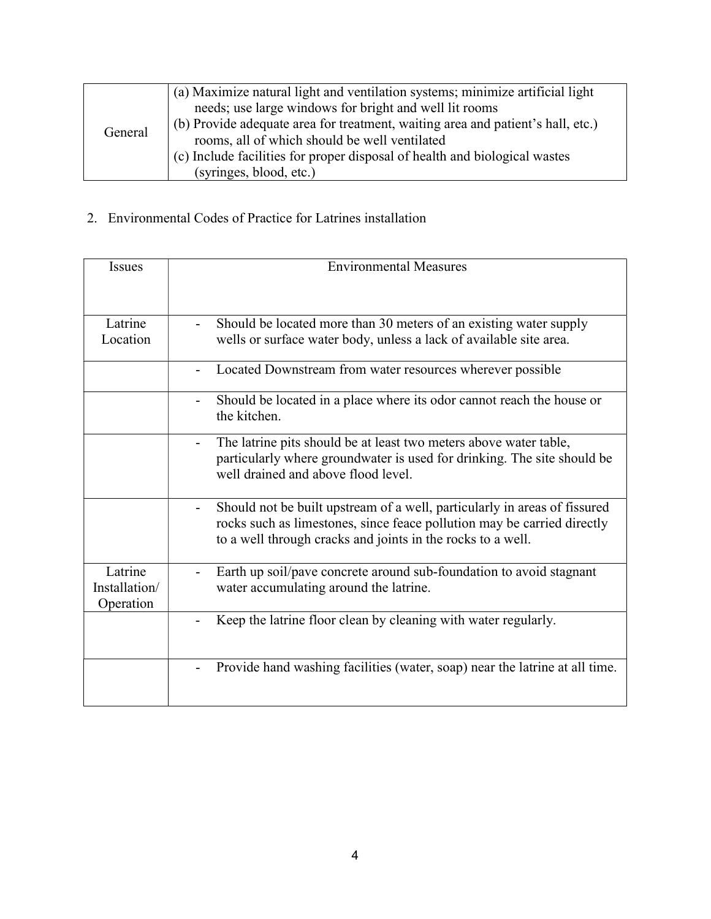| | |
|---|---|
| General | (a) Maximize natural light and ventilation systems; minimize artificial light needs; use large windows for bright and well lit rooms<br>(b) Provide adequate area for treatment, waiting area and patient's hall, etc.) rooms, all of which should be well ventilated<br>(c) Include facilities for proper disposal of health and biological wastes (syringes, blood, etc.) |

2. Environmental Codes of Practice for Latrines installation

| Issues | Environmental Measures |
|---|---|
| Latrine Location | - Should be located more than 30 meters of an existing water supply wells or surface water body, unless a lack of available site area. |
| | - Located Downstream from water resources wherever possible |
| | - Should be located in a place where its odor cannot reach the house or the kitchen. |
| | - The latrine pits should be at least two meters above water table, particularly where groundwater is used for drinking. The site should be well drained and above flood level. |
| | - Should not be built upstream of a well, particularly in areas of fissured rocks such as limestones, since feace pollution may be carried directly to a well through cracks and joints in the rocks to a well. |
| Latrine Installation/ Operation | - Earth up soil/pave concrete around sub-foundation to avoid stagnant water accumulating around the latrine. |
| | - Keep the latrine floor clean by cleaning with water regularly. |
| | - Provide hand washing facilities (water, soap) near the latrine at all time. |